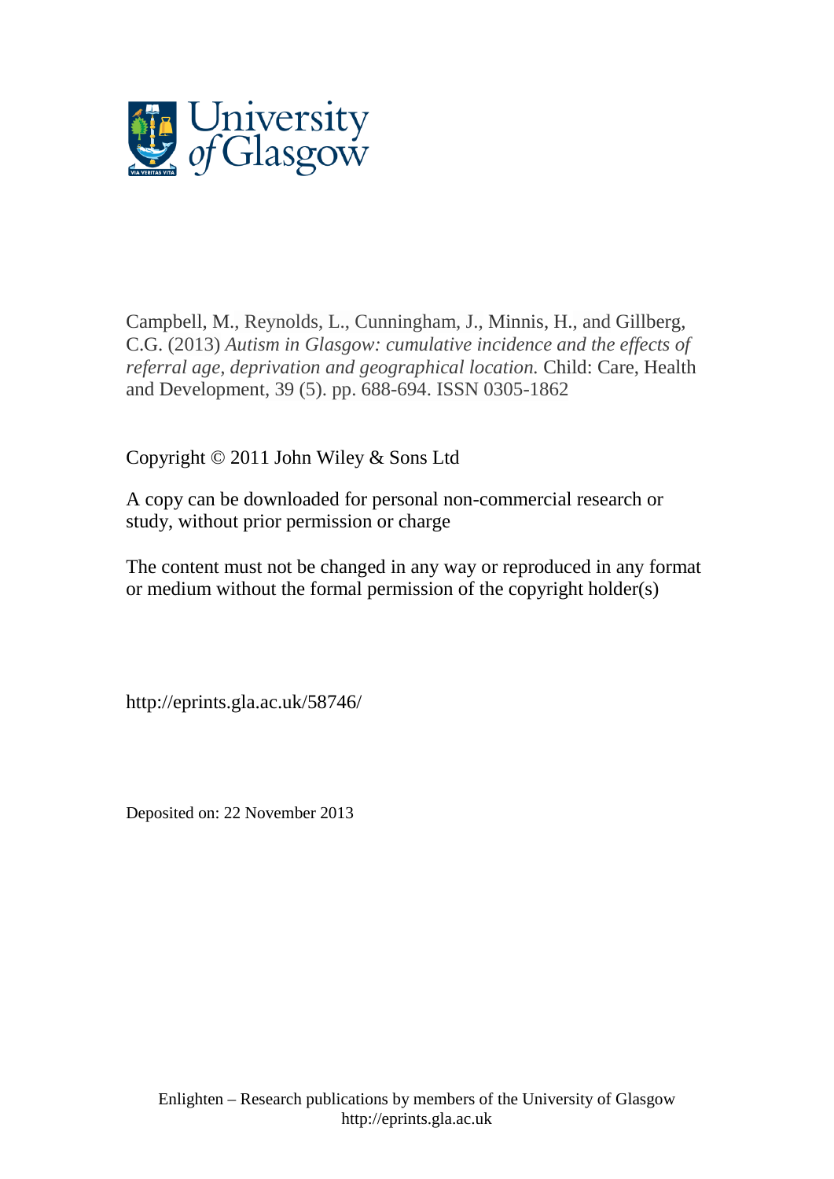Campbell, M., Reynolds, L., Cunningham, J., Minnis, H., and Gillberg, C.G. (2013) *Autism in Glasgow: cumulative incidence and the effects of referral age, deprivation and geographical location.* Child: Care, Health and Development, 39 (5). pp. 688-694. ISSN 0305-1862

Copyright © 2011 John Wiley & Sons Ltd

A copy can be downloaded for personal non-commercial research or study, without prior permission or charge

The content must not be changed in any way or reproduced in any format or medium without the formal permission of the copyright holder(s)

http://eprints.gla.ac.uk/58746/

Deposited on: 22 November 2013

Enlighten – Research publications by members of the University of Glasgow
http://eprints.gla.ac.uk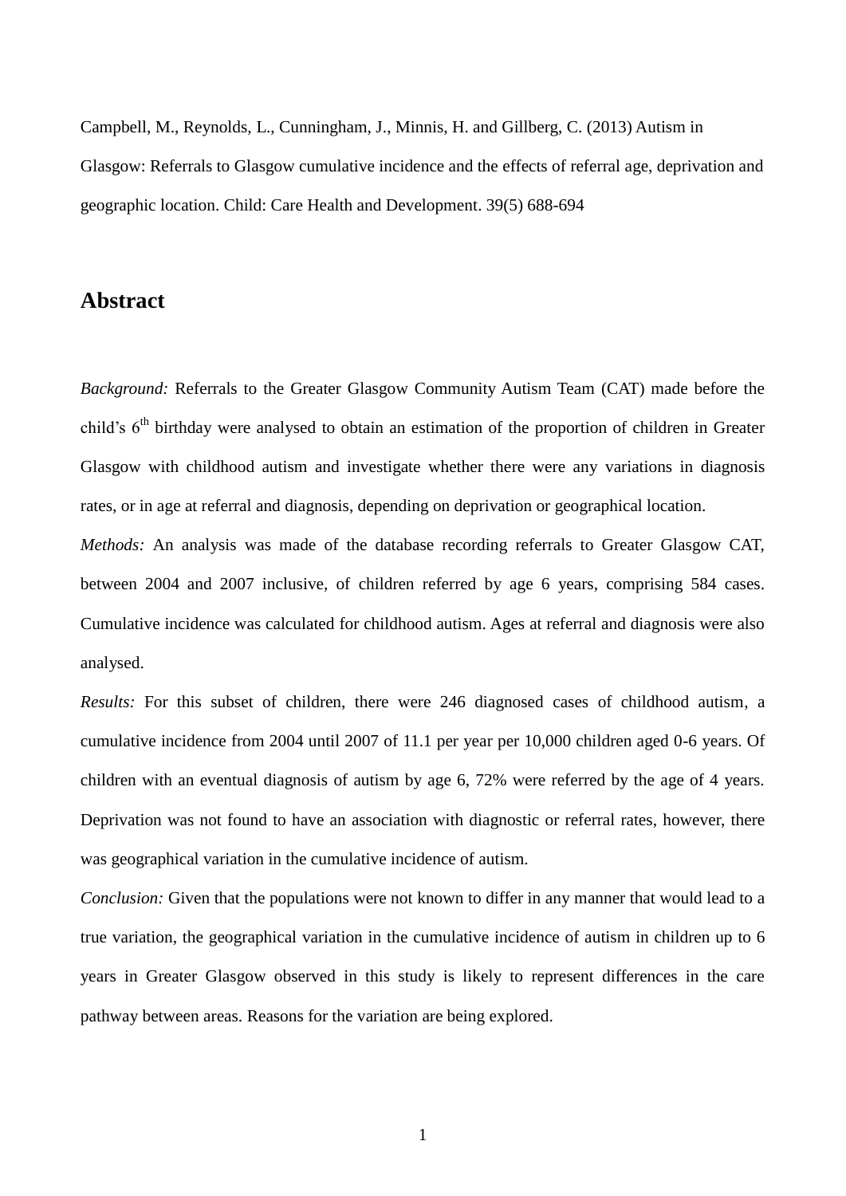Campbell, M., Reynolds, L., Cunningham, J., Minnis, H. and Gillberg, C. (2013) Autism in Glasgow: Referrals to Glasgow cumulative incidence and the effects of referral age, deprivation and geographic location. Child: Care Health and Development. 39(5) 688-694

## Abstract

*Background:* Referrals to the Greater Glasgow Community Autism Team (CAT) made before the child's 6$^{th}$ birthday were analysed to obtain an estimation of the proportion of children in Greater Glasgow with childhood autism and investigate whether there were any variations in diagnosis rates, or in age at referral and diagnosis, depending on deprivation or geographical location.

*Methods:* An analysis was made of the database recording referrals to Greater Glasgow CAT, between 2004 and 2007 inclusive, of children referred by age 6 years, comprising 584 cases. Cumulative incidence was calculated for childhood autism. Ages at referral and diagnosis were also analysed.

*Results:* For this subset of children, there were 246 diagnosed cases of childhood autism, a cumulative incidence from 2004 until 2007 of 11.1 per year per 10,000 children aged 0-6 years. Of children with an eventual diagnosis of autism by age 6, 72% were referred by the age of 4 years. Deprivation was not found to have an association with diagnostic or referral rates, however, there was geographical variation in the cumulative incidence of autism.

*Conclusion:* Given that the populations were not known to differ in any manner that would lead to a true variation, the geographical variation in the cumulative incidence of autism in children up to 6 years in Greater Glasgow observed in this study is likely to represent differences in the care pathway between areas. Reasons for the variation are being explored.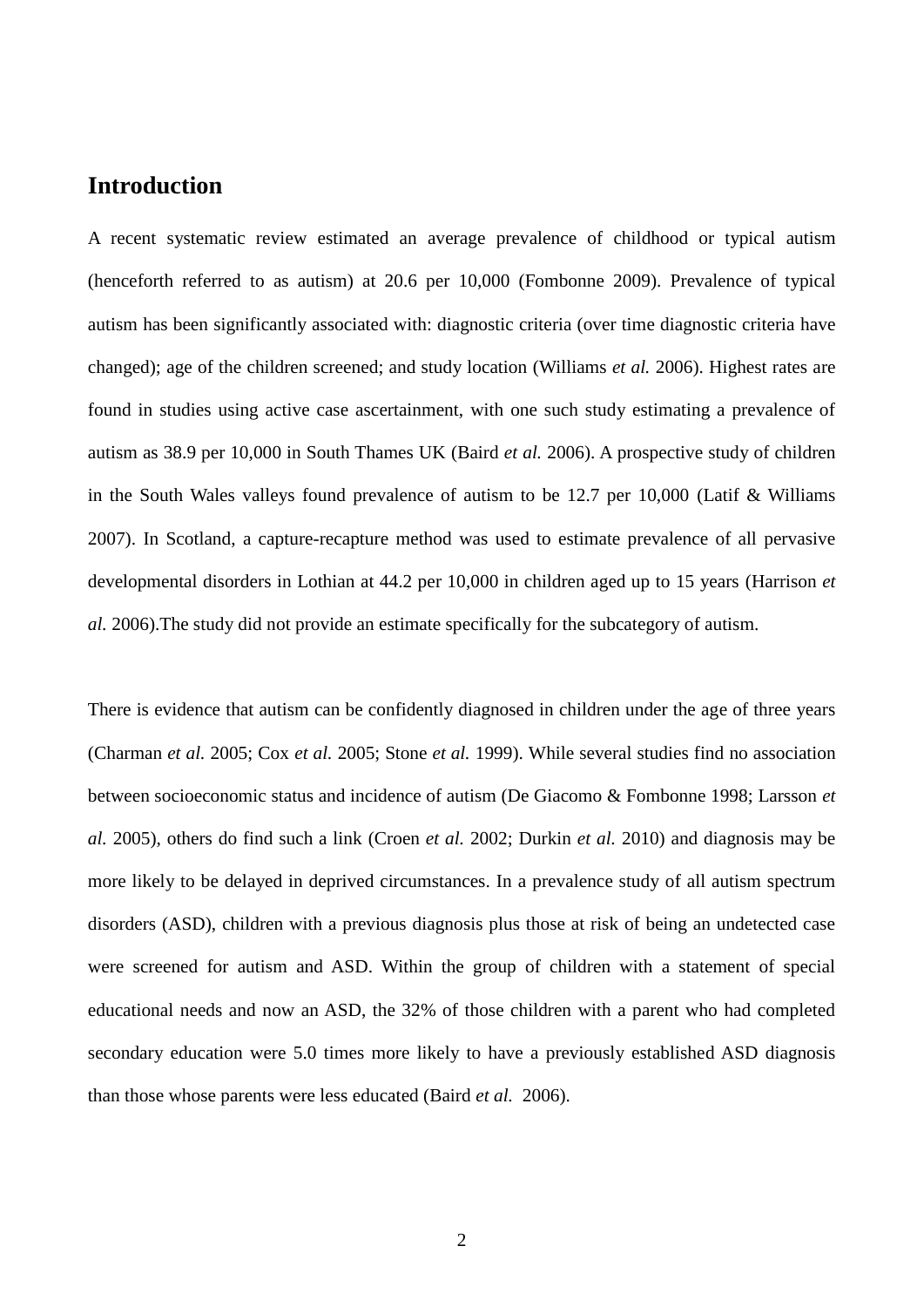## Introduction

A recent systematic review estimated an average prevalence of childhood or typical autism (henceforth referred to as autism) at 20.6 per 10,000 (Fombonne 2009). Prevalence of typical autism has been significantly associated with: diagnostic criteria (over time diagnostic criteria have changed); age of the children screened; and study location (Williams *et al.* 2006). Highest rates are found in studies using active case ascertainment, with one such study estimating a prevalence of autism as 38.9 per 10,000 in South Thames UK (Baird *et al.* 2006). A prospective study of children in the South Wales valleys found prevalence of autism to be 12.7 per 10,000 (Latif & Williams 2007). In Scotland, a capture-recapture method was used to estimate prevalence of all pervasive developmental disorders in Lothian at 44.2 per 10,000 in children aged up to 15 years (Harrison *et al.* 2006).The study did not provide an estimate specifically for the subcategory of autism.

There is evidence that autism can be confidently diagnosed in children under the age of three years (Charman *et al.* 2005; Cox *et al.* 2005; Stone *et al.* 1999). While several studies find no association between socioeconomic status and incidence of autism (De Giacomo & Fombonne 1998; Larsson *et al.* 2005), others do find such a link (Croen *et al.* 2002; Durkin *et al.* 2010) and diagnosis may be more likely to be delayed in deprived circumstances. In a prevalence study of all autism spectrum disorders (ASD), children with a previous diagnosis plus those at risk of being an undetected case were screened for autism and ASD. Within the group of children with a statement of special educational needs and now an ASD, the 32% of those children with a parent who had completed secondary education were 5.0 times more likely to have a previously established ASD diagnosis than those whose parents were less educated (Baird *et al.* 2006).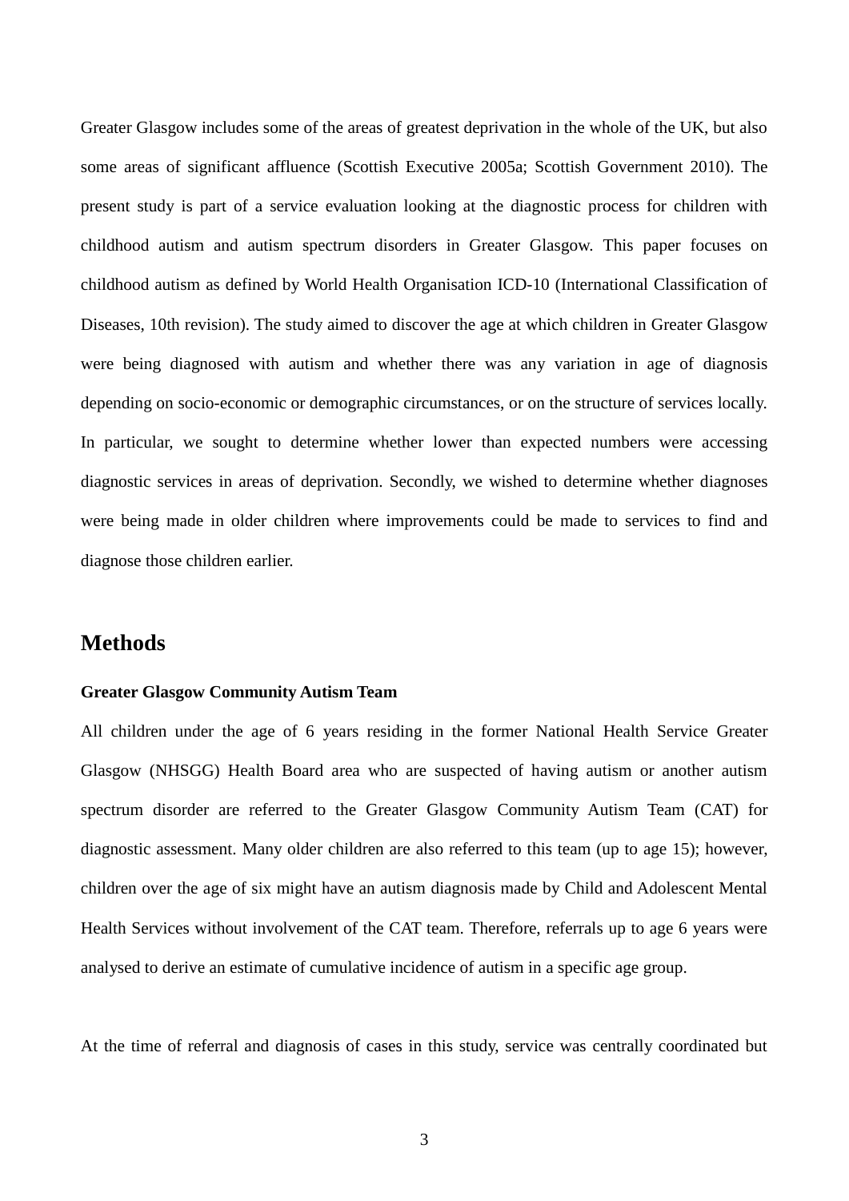Greater Glasgow includes some of the areas of greatest deprivation in the whole of the UK, but also some areas of significant affluence (Scottish Executive 2005a; Scottish Government 2010). The present study is part of a service evaluation looking at the diagnostic process for children with childhood autism and autism spectrum disorders in Greater Glasgow. This paper focuses on childhood autism as defined by World Health Organisation ICD-10 (International Classification of Diseases, 10th revision). The study aimed to discover the age at which children in Greater Glasgow were being diagnosed with autism and whether there was any variation in age of diagnosis depending on socio-economic or demographic circumstances, or on the structure of services locally. In particular, we sought to determine whether lower than expected numbers were accessing diagnostic services in areas of deprivation. Secondly, we wished to determine whether diagnoses were being made in older children where improvements could be made to services to find and diagnose those children earlier.

## Methods

### Greater Glasgow Community Autism Team

All children under the age of 6 years residing in the former National Health Service Greater Glasgow (NHSGG) Health Board area who are suspected of having autism or another autism spectrum disorder are referred to the Greater Glasgow Community Autism Team (CAT) for diagnostic assessment. Many older children are also referred to this team (up to age 15); however, children over the age of six might have an autism diagnosis made by Child and Adolescent Mental Health Services without involvement of the CAT team. Therefore, referrals up to age 6 years were analysed to derive an estimate of cumulative incidence of autism in a specific age group.

At the time of referral and diagnosis of cases in this study, service was centrally coordinated but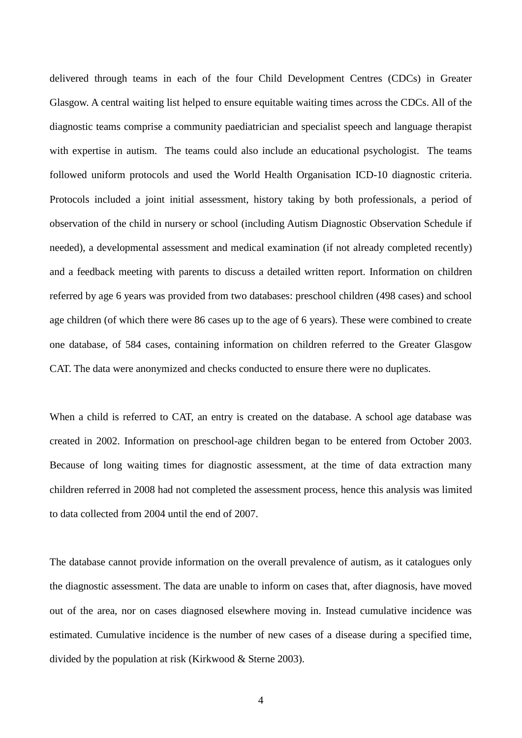delivered through teams in each of the four Child Development Centres (CDCs) in Greater Glasgow. A central waiting list helped to ensure equitable waiting times across the CDCs. All of the diagnostic teams comprise a community paediatrician and specialist speech and language therapist with expertise in autism. The teams could also include an educational psychologist. The teams followed uniform protocols and used the World Health Organisation ICD-10 diagnostic criteria. Protocols included a joint initial assessment, history taking by both professionals, a period of observation of the child in nursery or school (including Autism Diagnostic Observation Schedule if needed), a developmental assessment and medical examination (if not already completed recently) and a feedback meeting with parents to discuss a detailed written report. Information on children referred by age 6 years was provided from two databases: preschool children (498 cases) and school age children (of which there were 86 cases up to the age of 6 years). These were combined to create one database, of 584 cases, containing information on children referred to the Greater Glasgow CAT. The data were anonymized and checks conducted to ensure there were no duplicates.

When a child is referred to CAT, an entry is created on the database. A school age database was created in 2002. Information on preschool-age children began to be entered from October 2003. Because of long waiting times for diagnostic assessment, at the time of data extraction many children referred in 2008 had not completed the assessment process, hence this analysis was limited to data collected from 2004 until the end of 2007.

The database cannot provide information on the overall prevalence of autism, as it catalogues only the diagnostic assessment. The data are unable to inform on cases that, after diagnosis, have moved out of the area, nor on cases diagnosed elsewhere moving in. Instead cumulative incidence was estimated. Cumulative incidence is the number of new cases of a disease during a specified time, divided by the population at risk (Kirkwood & Sterne 2003).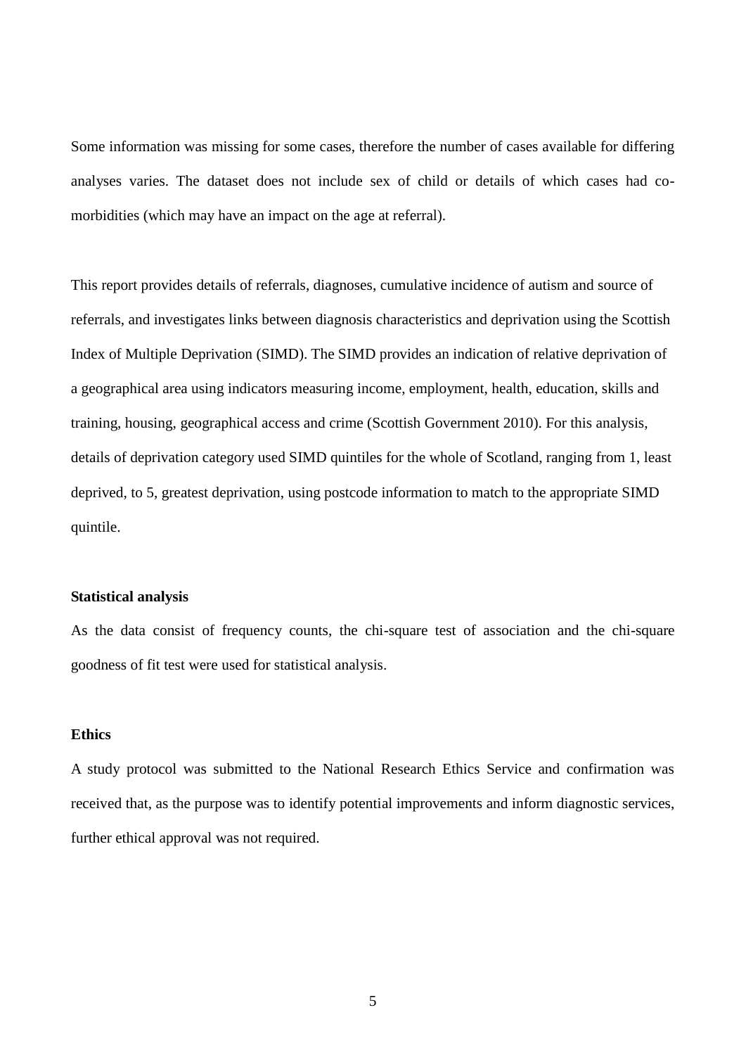Some information was missing for some cases, therefore the number of cases available for differing analyses varies. The dataset does not include sex of child or details of which cases had co-morbidities (which may have an impact on the age at referral).

This report provides details of referrals, diagnoses, cumulative incidence of autism and source of referrals, and investigates links between diagnosis characteristics and deprivation using the Scottish Index of Multiple Deprivation (SIMD). The SIMD provides an indication of relative deprivation of a geographical area using indicators measuring income, employment, health, education, skills and training, housing, geographical access and crime (Scottish Government 2010). For this analysis, details of deprivation category used SIMD quintiles for the whole of Scotland, ranging from 1, least deprived, to 5, greatest deprivation, using postcode information to match to the appropriate SIMD quintile.

**Statistical analysis**

As the data consist of frequency counts, the chi-square test of association and the chi-square goodness of fit test were used for statistical analysis.

**Ethics**

A study protocol was submitted to the National Research Ethics Service and confirmation was received that, as the purpose was to identify potential improvements and inform diagnostic services, further ethical approval was not required.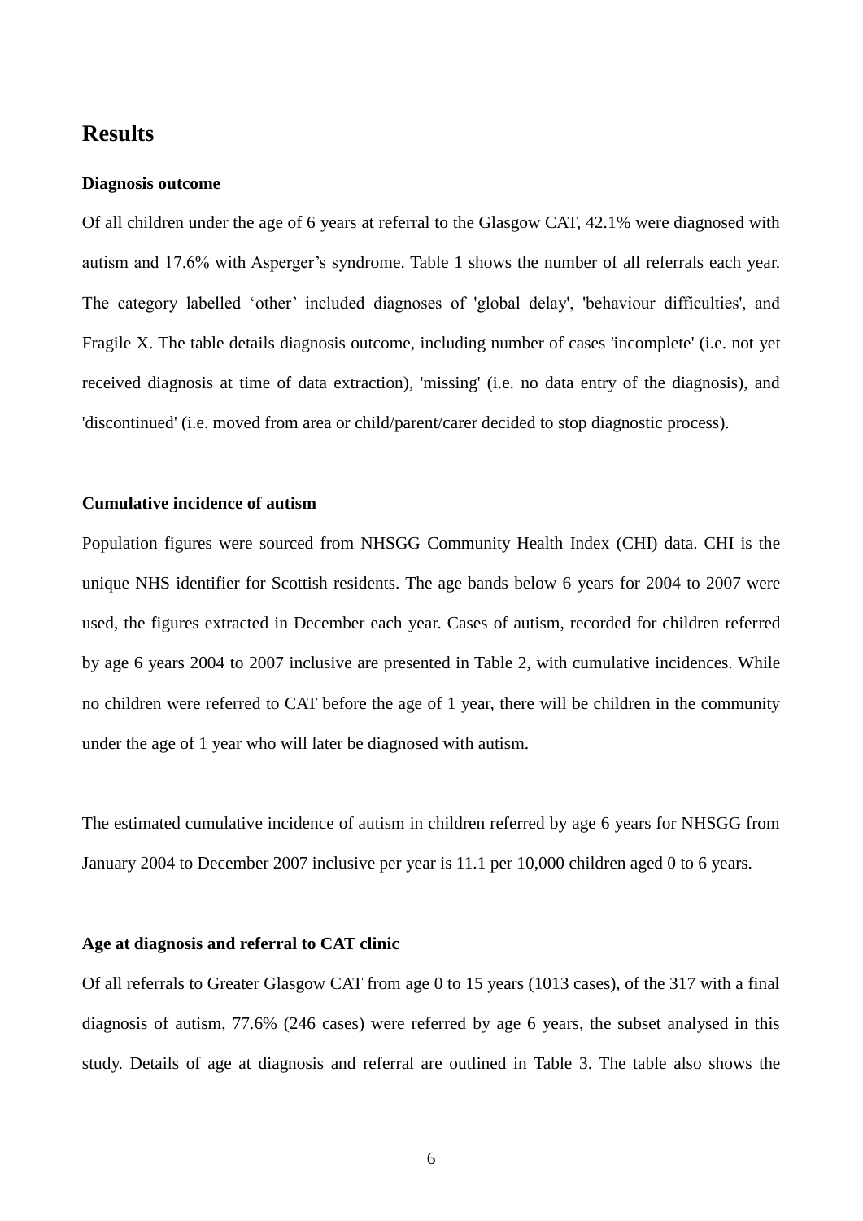## Results

### Diagnosis outcome

Of all children under the age of 6 years at referral to the Glasgow CAT, 42.1% were diagnosed with autism and 17.6% with Asperger's syndrome. Table 1 shows the number of all referrals each year. The category labelled 'other' included diagnoses of 'global delay', 'behaviour difficulties', and Fragile X. The table details diagnosis outcome, including number of cases 'incomplete' (i.e. not yet received diagnosis at time of data extraction), 'missing' (i.e. no data entry of the diagnosis), and 'discontinued' (i.e. moved from area or child/parent/carer decided to stop diagnostic process).

### Cumulative incidence of autism

Population figures were sourced from NHSGG Community Health Index (CHI) data. CHI is the unique NHS identifier for Scottish residents. The age bands below 6 years for 2004 to 2007 were used, the figures extracted in December each year. Cases of autism, recorded for children referred by age 6 years 2004 to 2007 inclusive are presented in Table 2, with cumulative incidences. While no children were referred to CAT before the age of 1 year, there will be children in the community under the age of 1 year who will later be diagnosed with autism.

The estimated cumulative incidence of autism in children referred by age 6 years for NHSGG from January 2004 to December 2007 inclusive per year is 11.1 per 10,000 children aged 0 to 6 years.

### Age at diagnosis and referral to CAT clinic

Of all referrals to Greater Glasgow CAT from age 0 to 15 years (1013 cases), of the 317 with a final diagnosis of autism, 77.6% (246 cases) were referred by age 6 years, the subset analysed in this study. Details of age at diagnosis and referral are outlined in Table 3. The table also shows the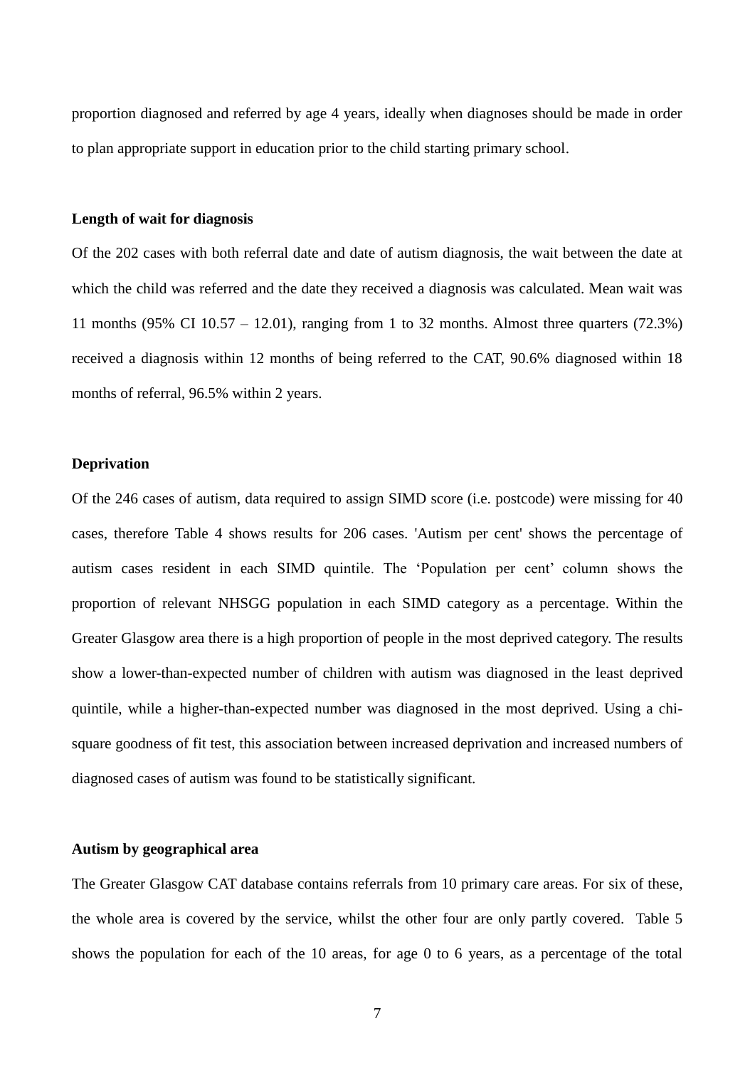proportion diagnosed and referred by age 4 years, ideally when diagnoses should be made in order to plan appropriate support in education prior to the child starting primary school.

**Length of wait for diagnosis**

Of the 202 cases with both referral date and date of autism diagnosis, the wait between the date at which the child was referred and the date they received a diagnosis was calculated. Mean wait was 11 months (95% CI 10.57 – 12.01), ranging from 1 to 32 months. Almost three quarters (72.3%) received a diagnosis within 12 months of being referred to the CAT, 90.6% diagnosed within 18 months of referral, 96.5% within 2 years.

**Deprivation**

Of the 246 cases of autism, data required to assign SIMD score (i.e. postcode) were missing for 40 cases, therefore Table 4 shows results for 206 cases. 'Autism per cent' shows the percentage of autism cases resident in each SIMD quintile. The 'Population per cent' column shows the proportion of relevant NHSGG population in each SIMD category as a percentage. Within the Greater Glasgow area there is a high proportion of people in the most deprived category. The results show a lower-than-expected number of children with autism was diagnosed in the least deprived quintile, while a higher-than-expected number was diagnosed in the most deprived. Using a chi-square goodness of fit test, this association between increased deprivation and increased numbers of diagnosed cases of autism was found to be statistically significant.

**Autism by geographical area**

The Greater Glasgow CAT database contains referrals from 10 primary care areas. For six of these, the whole area is covered by the service, whilst the other four are only partly covered. Table 5 shows the population for each of the 10 areas, for age 0 to 6 years, as a percentage of the total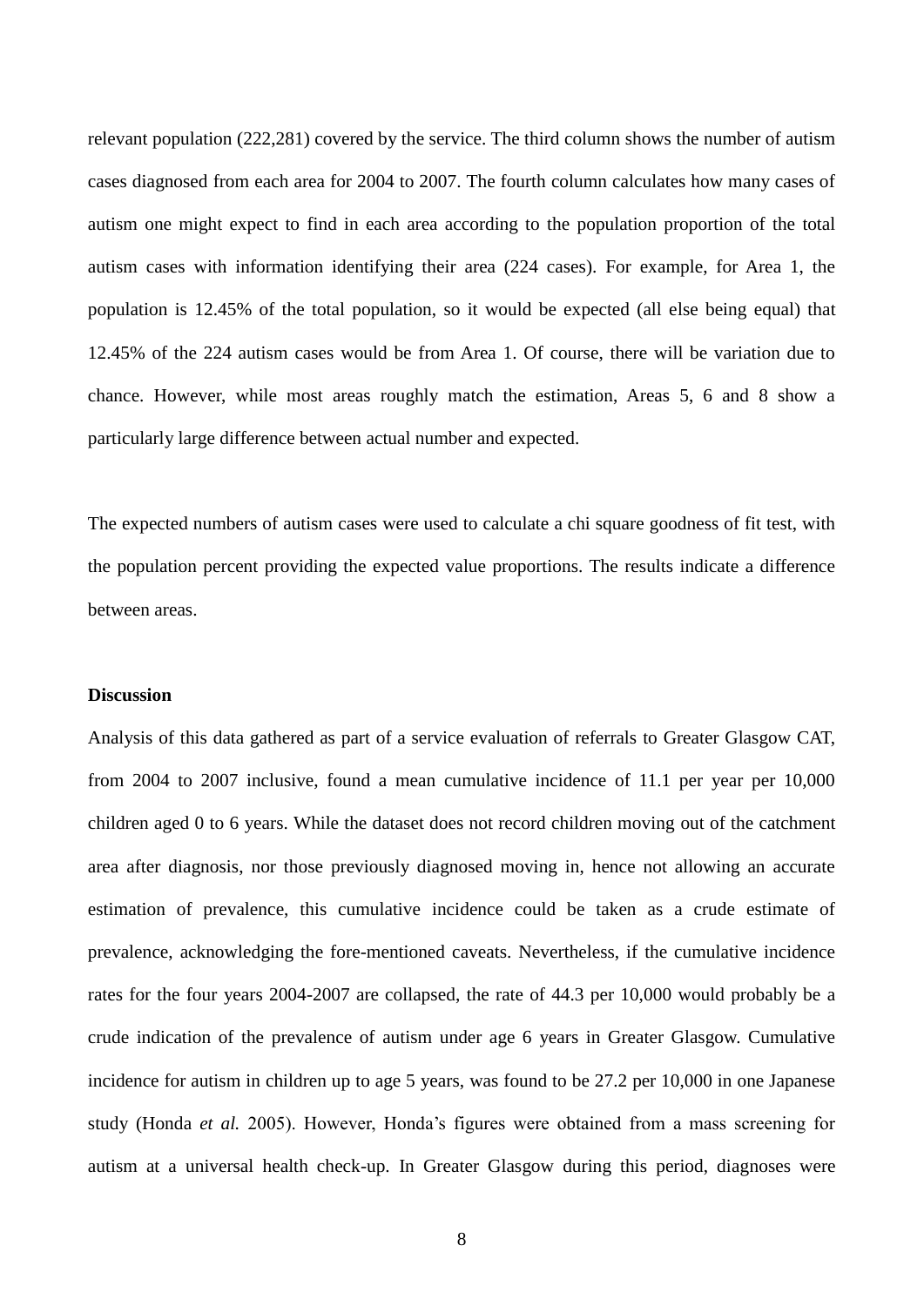relevant population (222,281) covered by the service. The third column shows the number of autism cases diagnosed from each area for 2004 to 2007. The fourth column calculates how many cases of autism one might expect to find in each area according to the population proportion of the total autism cases with information identifying their area (224 cases). For example, for Area 1, the population is 12.45% of the total population, so it would be expected (all else being equal) that 12.45% of the 224 autism cases would be from Area 1. Of course, there will be variation due to chance. However, while most areas roughly match the estimation, Areas 5, 6 and 8 show a particularly large difference between actual number and expected.

The expected numbers of autism cases were used to calculate a chi square goodness of fit test, with the population percent providing the expected value proportions. The results indicate a difference between areas.

**Discussion**

Analysis of this data gathered as part of a service evaluation of referrals to Greater Glasgow CAT, from 2004 to 2007 inclusive, found a mean cumulative incidence of 11.1 per year per 10,000 children aged 0 to 6 years. While the dataset does not record children moving out of the catchment area after diagnosis, nor those previously diagnosed moving in, hence not allowing an accurate estimation of prevalence, this cumulative incidence could be taken as a crude estimate of prevalence, acknowledging the fore-mentioned caveats. Nevertheless, if the cumulative incidence rates for the four years 2004-2007 are collapsed, the rate of 44.3 per 10,000 would probably be a crude indication of the prevalence of autism under age 6 years in Greater Glasgow. Cumulative incidence for autism in children up to age 5 years, was found to be 27.2 per 10,000 in one Japanese study (Honda *et al.* 2005). However, Honda's figures were obtained from a mass screening for autism at a universal health check-up. In Greater Glasgow during this period, diagnoses were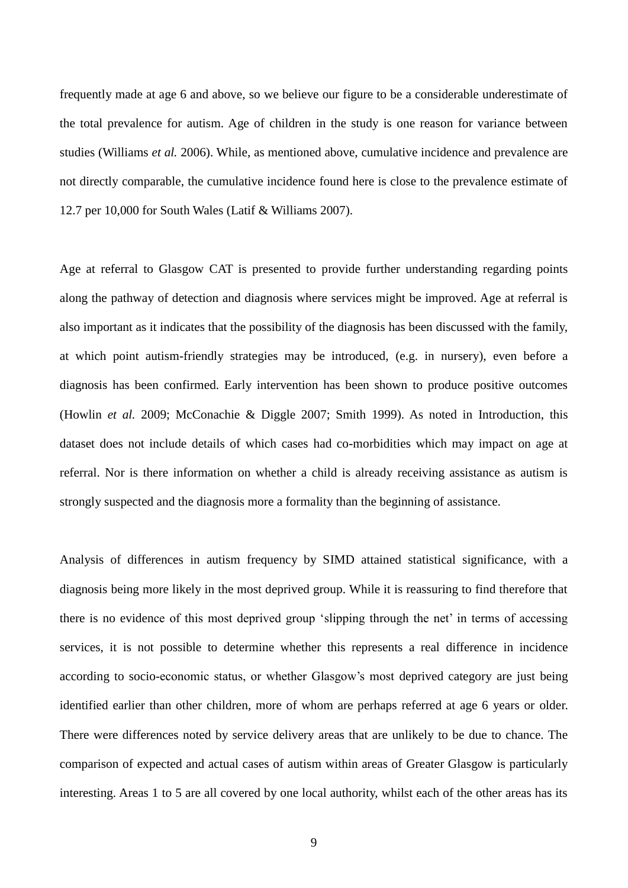frequently made at age 6 and above, so we believe our figure to be a considerable underestimate of the total prevalence for autism. Age of children in the study is one reason for variance between studies (Williams *et al.* 2006). While, as mentioned above, cumulative incidence and prevalence are not directly comparable, the cumulative incidence found here is close to the prevalence estimate of 12.7 per 10,000 for South Wales (Latif & Williams 2007).

Age at referral to Glasgow CAT is presented to provide further understanding regarding points along the pathway of detection and diagnosis where services might be improved. Age at referral is also important as it indicates that the possibility of the diagnosis has been discussed with the family, at which point autism-friendly strategies may be introduced, (e.g. in nursery), even before a diagnosis has been confirmed. Early intervention has been shown to produce positive outcomes (Howlin *et al.* 2009; McConachie & Diggle 2007; Smith 1999). As noted in Introduction, this dataset does not include details of which cases had co-morbidities which may impact on age at referral. Nor is there information on whether a child is already receiving assistance as autism is strongly suspected and the diagnosis more a formality than the beginning of assistance.

Analysis of differences in autism frequency by SIMD attained statistical significance, with a diagnosis being more likely in the most deprived group. While it is reassuring to find therefore that there is no evidence of this most deprived group 'slipping through the net' in terms of accessing services, it is not possible to determine whether this represents a real difference in incidence according to socio-economic status, or whether Glasgow's most deprived category are just being identified earlier than other children, more of whom are perhaps referred at age 6 years or older. There were differences noted by service delivery areas that are unlikely to be due to chance. The comparison of expected and actual cases of autism within areas of Greater Glasgow is particularly interesting. Areas 1 to 5 are all covered by one local authority, whilst each of the other areas has its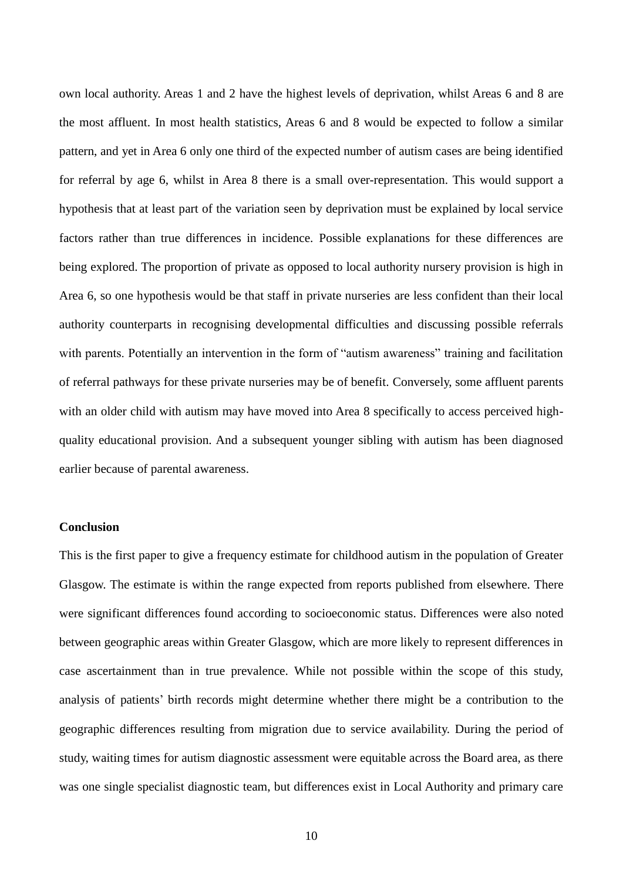own local authority. Areas 1 and 2 have the highest levels of deprivation, whilst Areas 6 and 8 are the most affluent. In most health statistics, Areas 6 and 8 would be expected to follow a similar pattern, and yet in Area 6 only one third of the expected number of autism cases are being identified for referral by age 6, whilst in Area 8 there is a small over-representation. This would support a hypothesis that at least part of the variation seen by deprivation must be explained by local service factors rather than true differences in incidence. Possible explanations for these differences are being explored. The proportion of private as opposed to local authority nursery provision is high in Area 6, so one hypothesis would be that staff in private nurseries are less confident than their local authority counterparts in recognising developmental difficulties and discussing possible referrals with parents. Potentially an intervention in the form of "autism awareness" training and facilitation of referral pathways for these private nurseries may be of benefit. Conversely, some affluent parents with an older child with autism may have moved into Area 8 specifically to access perceived high-quality educational provision. And a subsequent younger sibling with autism has been diagnosed earlier because of parental awareness.

## Conclusion

This is the first paper to give a frequency estimate for childhood autism in the population of Greater Glasgow. The estimate is within the range expected from reports published from elsewhere. There were significant differences found according to socioeconomic status. Differences were also noted between geographic areas within Greater Glasgow, which are more likely to represent differences in case ascertainment than in true prevalence. While not possible within the scope of this study, analysis of patients' birth records might determine whether there might be a contribution to the geographic differences resulting from migration due to service availability. During the period of study, waiting times for autism diagnostic assessment were equitable across the Board area, as there was one single specialist diagnostic team, but differences exist in Local Authority and primary care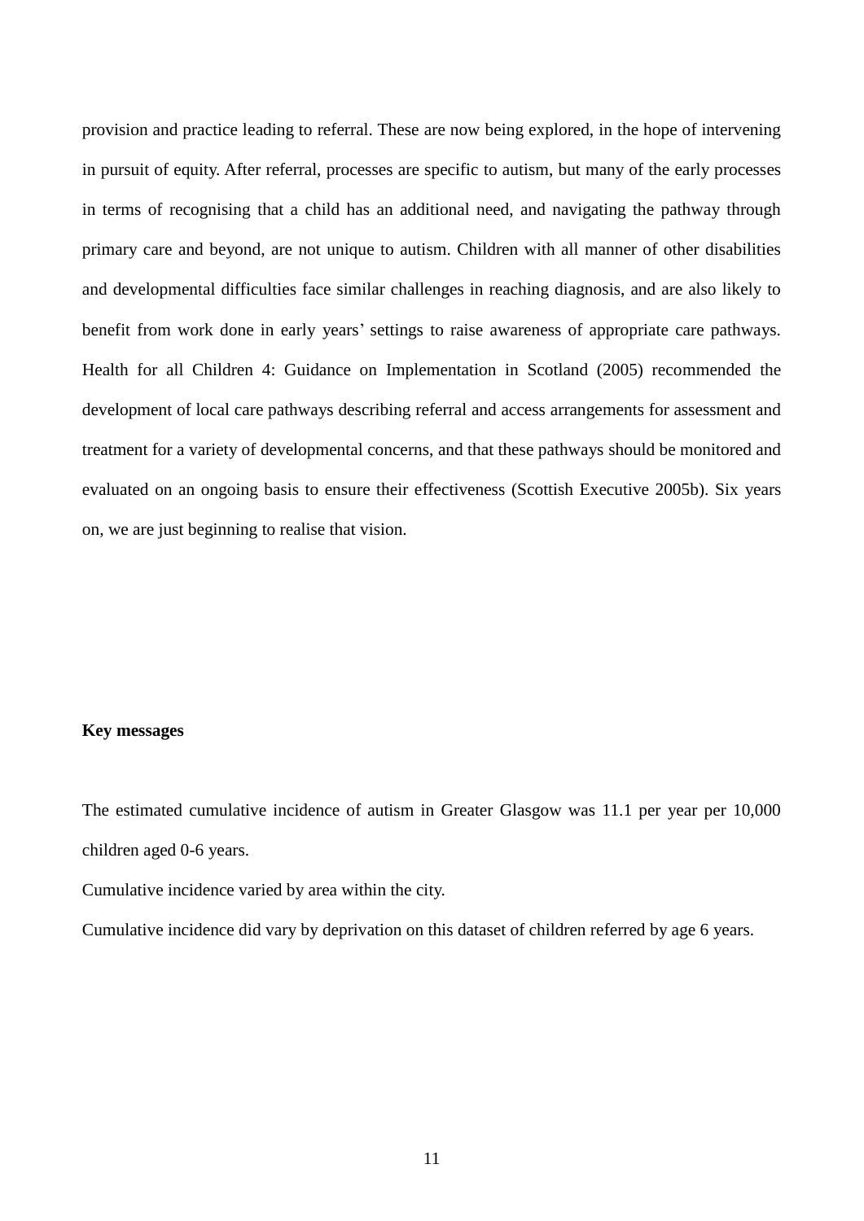provision and practice leading to referral. These are now being explored, in the hope of intervening in pursuit of equity. After referral, processes are specific to autism, but many of the early processes in terms of recognising that a child has an additional need, and navigating the pathway through primary care and beyond, are not unique to autism. Children with all manner of other disabilities and developmental difficulties face similar challenges in reaching diagnosis, and are also likely to benefit from work done in early years' settings to raise awareness of appropriate care pathways. Health for all Children 4: Guidance on Implementation in Scotland (2005) recommended the development of local care pathways describing referral and access arrangements for assessment and treatment for a variety of developmental concerns, and that these pathways should be monitored and evaluated on an ongoing basis to ensure their effectiveness (Scottish Executive 2005b). Six years on, we are just beginning to realise that vision.

**Key messages**

The estimated cumulative incidence of autism in Greater Glasgow was 11.1 per year per 10,000 children aged 0-6 years.

Cumulative incidence varied by area within the city.

Cumulative incidence did vary by deprivation on this dataset of children referred by age 6 years.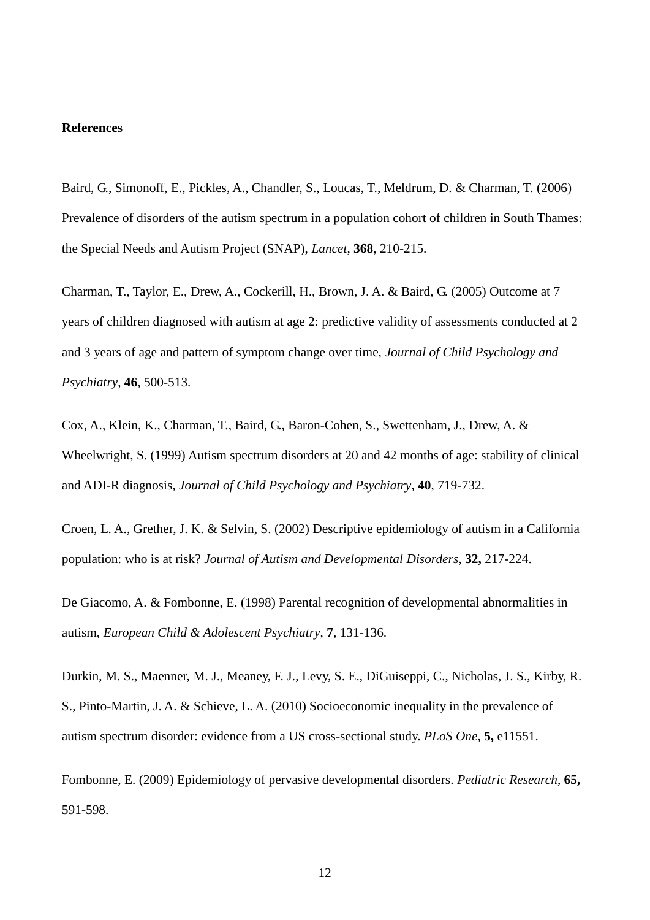**References**

Baird, G., Simonoff, E., Pickles, A., Chandler, S., Loucas, T., Meldrum, D. & Charman, T. (2006) Prevalence of disorders of the autism spectrum in a population cohort of children in South Thames: the Special Needs and Autism Project (SNAP), *Lancet*, **368**, 210-215.

Charman, T., Taylor, E., Drew, A., Cockerill, H., Brown, J. A. & Baird, G. (2005) Outcome at 7 years of children diagnosed with autism at age 2: predictive validity of assessments conducted at 2 and 3 years of age and pattern of symptom change over time, *Journal of Child Psychology and Psychiatry*, **46**, 500-513.

Cox, A., Klein, K., Charman, T., Baird, G., Baron-Cohen, S., Swettenham, J., Drew, A. & Wheelwright, S. (1999) Autism spectrum disorders at 20 and 42 months of age: stability of clinical and ADI-R diagnosis, *Journal of Child Psychology and Psychiatry*, **40**, 719-732.

Croen, L. A., Grether, J. K. & Selvin, S. (2002) Descriptive epidemiology of autism in a California population: who is at risk? *Journal of Autism and Developmental Disorders*, **32,** 217-224.

De Giacomo, A. & Fombonne, E. (1998) Parental recognition of developmental abnormalities in autism, *European Child & Adolescent Psychiatry*, **7**, 131-136.

Durkin, M. S., Maenner, M. J., Meaney, F. J., Levy, S. E., DiGuiseppi, C., Nicholas, J. S., Kirby, R. S., Pinto-Martin, J. A. & Schieve, L. A. (2010) Socioeconomic inequality in the prevalence of autism spectrum disorder: evidence from a US cross-sectional study. *PLoS One*, **5,** e11551.

Fombonne, E. (2009) Epidemiology of pervasive developmental disorders. *Pediatric Research*, **65,** 591-598.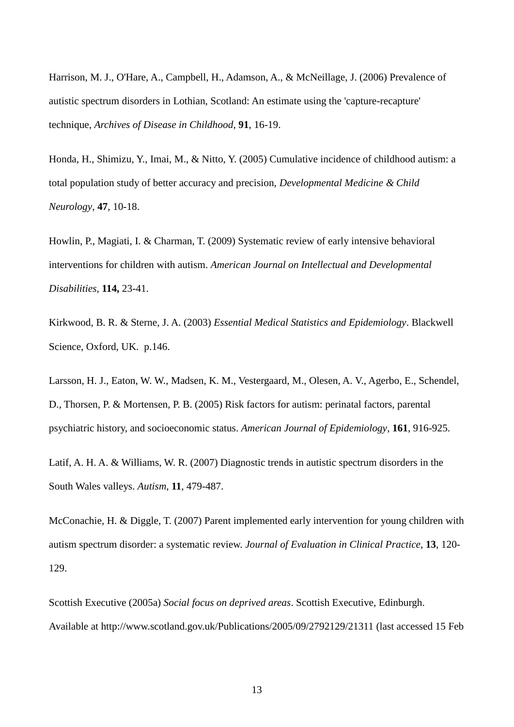Harrison, M. J., O'Hare, A., Campbell, H., Adamson, A., & McNeillage, J. (2006) Prevalence of autistic spectrum disorders in Lothian, Scotland: An estimate using the 'capture-recapture' technique, *Archives of Disease in Childhood*, **91**, 16-19.

Honda, H., Shimizu, Y., Imai, M., & Nitto, Y. (2005) Cumulative incidence of childhood autism: a total population study of better accuracy and precision, *Developmental Medicine & Child Neurology*, **47**, 10-18.

Howlin, P., Magiati, I. & Charman, T. (2009) Systematic review of early intensive behavioral interventions for children with autism. *American Journal on Intellectual and Developmental Disabilities*, **114,** 23-41.

Kirkwood, B. R. & Sterne, J. A. (2003) *Essential Medical Statistics and Epidemiology*. Blackwell Science, Oxford, UK. p.146.

Larsson, H. J., Eaton, W. W., Madsen, K. M., Vestergaard, M., Olesen, A. V., Agerbo, E., Schendel, D., Thorsen, P. & Mortensen, P. B. (2005) Risk factors for autism: perinatal factors, parental psychiatric history, and socioeconomic status. *American Journal of Epidemiology*, **161**, 916-925.

Latif, A. H. A. & Williams, W. R. (2007) Diagnostic trends in autistic spectrum disorders in the South Wales valleys. *Autism*, **11**, 479-487.

McConachie, H. & Diggle, T. (2007) Parent implemented early intervention for young children with autism spectrum disorder: a systematic review. *Journal of Evaluation in Clinical Practice*, **13**, 120-129.

Scottish Executive (2005a) *Social focus on deprived areas*. Scottish Executive, Edinburgh. Available at http://www.scotland.gov.uk/Publications/2005/09/2792129/21311 (last accessed 15 Feb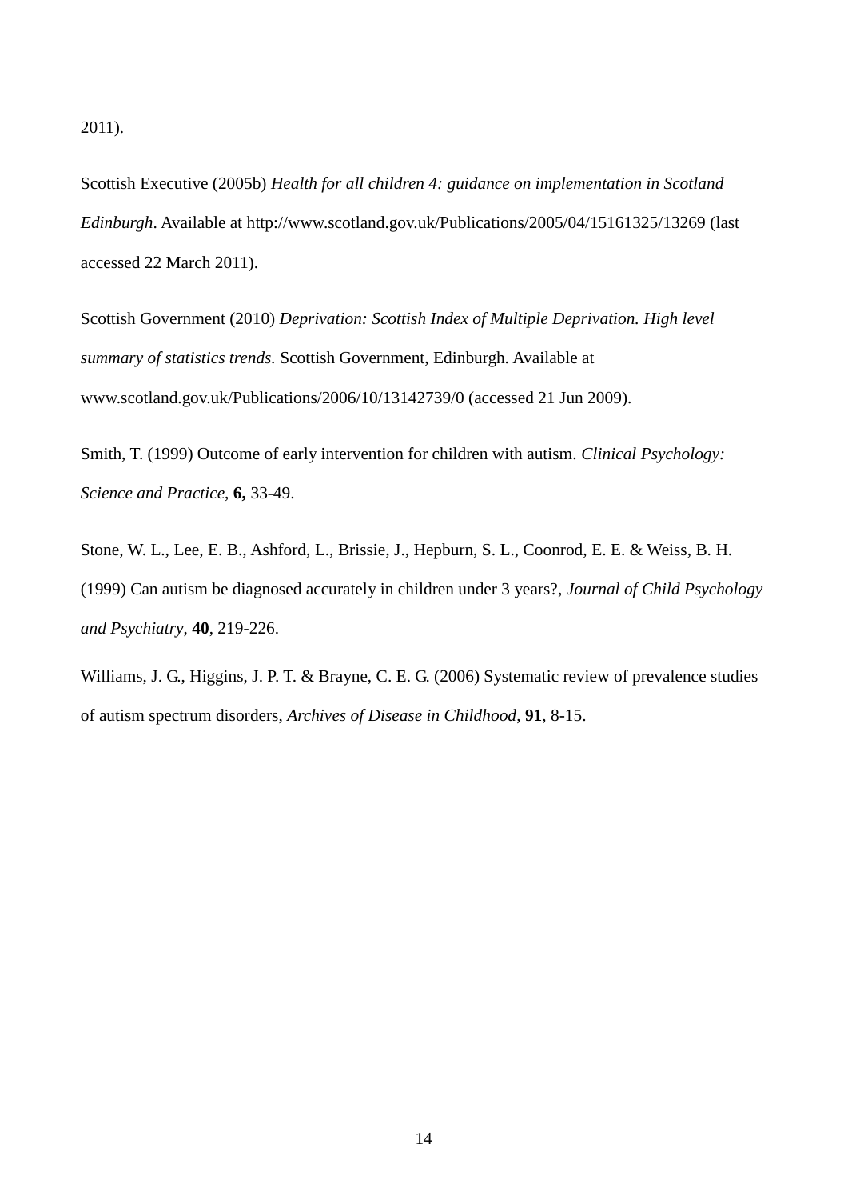2011).

Scottish Executive (2005b) *Health for all children 4: guidance on implementation in Scotland Edinburgh*. Available at http://www.scotland.gov.uk/Publications/2005/04/15161325/13269 (last accessed 22 March 2011).

Scottish Government (2010) *Deprivation: Scottish Index of Multiple Deprivation. High level summary of statistics trends.* Scottish Government, Edinburgh. Available at www.scotland.gov.uk/Publications/2006/10/13142739/0 (accessed 21 Jun 2009).

Smith, T. (1999) Outcome of early intervention for children with autism. *Clinical Psychology: Science and Practice*, **6,** 33-49.

Stone, W. L., Lee, E. B., Ashford, L., Brissie, J., Hepburn, S. L., Coonrod, E. E. & Weiss, B. H. (1999) Can autism be diagnosed accurately in children under 3 years?, *Journal of Child Psychology and Psychiatry*, **40**, 219-226.

Williams, J. G., Higgins, J. P. T. & Brayne, C. E. G. (2006) Systematic review of prevalence studies of autism spectrum disorders, *Archives of Disease in Childhood*, **91**, 8-15.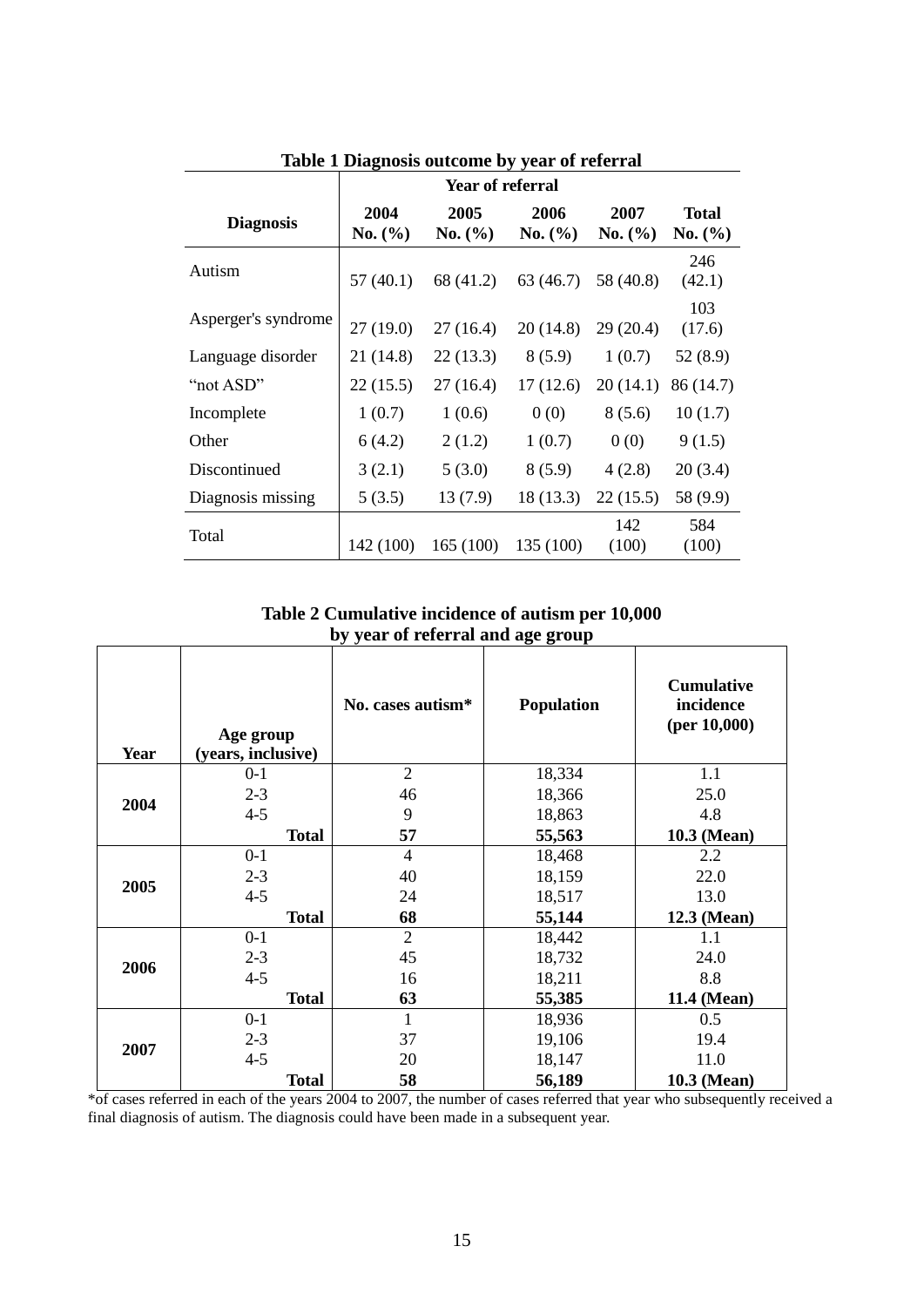**Table 1 Diagnosis outcome by year of referral**

| | Year of referral | | | | |
|---|---|---|---|---|---|
| **Diagnosis** | **2004 No. (%)** | **2005 No. (%)** | **2006 No. (%)** | **2007 No. (%)** | **Total No. (%)** |
| Autism | 57 (40.1) | 68 (41.2) | 63 (46.7) | 58 (40.8) | 246 (42.1) |
| Asperger's syndrome | 27 (19.0) | 27 (16.4) | 20 (14.8) | 29 (20.4) | 103 (17.6) |
| Language disorder | 21 (14.8) | 22 (13.3) | 8 (5.9) | 1 (0.7) | 52 (8.9) |
| “not ASD” | 22 (15.5) | 27 (16.4) | 17 (12.6) | 20 (14.1) | 86 (14.7) |
| Incomplete | 1 (0.7) | 1 (0.6) | 0 (0) | 8 (5.6) | 10 (1.7) |
| Other | 6 (4.2) | 2 (1.2) | 1 (0.7) | 0 (0) | 9 (1.5) |
| Discontinued | 3 (2.1) | 5 (3.0) | 8 (5.9) | 4 (2.8) | 20 (3.4) |
| Diagnosis missing | 5 (3.5) | 13 (7.9) | 18 (13.3) | 22 (15.5) | 58 (9.9) |
| Total | 142 (100) | 165 (100) | 135 (100) | 142 (100) | 584 (100) |

**Table 2 Cumulative incidence of autism per 10,000 by year of referral and age group**

| Year | Age group (years, inclusive) | No. cases autism* | Population | Cumulative incidence (per 10,000) |
|---|---|---|---|---|
| 2004 | 0-1 | 2 | 18,334 | 1.1 |
| | 2-3 | 46 | 18,366 | 25.0 |
| | 4-5 | 9 | 18,863 | 4.8 |
| | **Total** | **57** | **55,563** | **10.3 (Mean)** |
| 2005 | 0-1 | 4 | 18,468 | 2.2 |
| | 2-3 | 40 | 18,159 | 22.0 |
| | 4-5 | 24 | 18,517 | 13.0 |
| | **Total** | **68** | **55,144** | **12.3 (Mean)** |
| 2006 | 0-1 | 2 | 18,442 | 1.1 |
| | 2-3 | 45 | 18,732 | 24.0 |
| | 4-5 | 16 | 18,211 | 8.8 |
| | **Total** | **63** | **55,385** | **11.4 (Mean)** |
| 2007 | 0-1 | 1 | 18,936 | 0.5 |
| | 2-3 | 37 | 19,106 | 19.4 |
| | 4-5 | 20 | 18,147 | 11.0 |
| | **Total** | **58** | **56,189** | **10.3 (Mean)** |

*of cases referred in each of the years 2004 to 2007, the number of cases referred that year who subsequently received a final diagnosis of autism. The diagnosis could have been made in a subsequent year.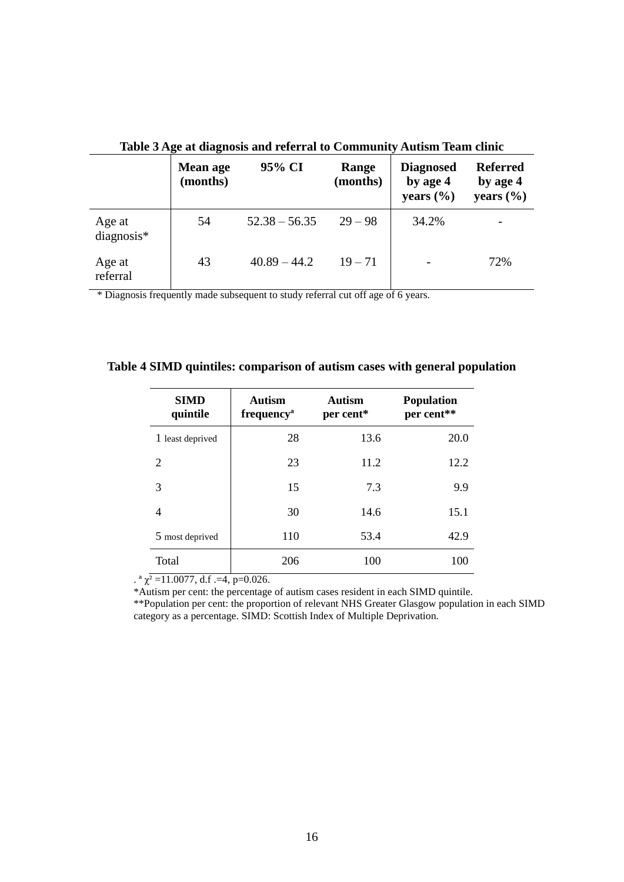**Table 3 Age at diagnosis and referral to Community Autism Team clinic**

| | Mean age (months) | 95% CI | Range (months) | Diagnosed by age 4 years (%) | Referred by age 4 years (%) |
|---|---|---|---|---|---|
| Age at diagnosis* | 54 | 52.38 – 56.35 | 29 – 98 | 34.2% | - |
| Age at referral | 43 | 40.89 – 44.2 | 19 – 71 | - | 72% |

\* Diagnosis frequently made subsequent to study referral cut off age of 6 years.

**Table 4 SIMD quintiles: comparison of autism cases with general population**

| SIMD quintile | Autism frequency[a] | Autism per cent* | Population per cent** |
|---|---|---|---|
| 1 least deprived | 28 | 13.6 | 20.0 |
| 2 | 23 | 11.2 | 12.2 |
| 3 | 15 | 7.3 | 9.9 |
| 4 | 30 | 14.6 | 15.1 |
| 5 most deprived | 110 | 53.4 | 42.9 |
| Total | 206 | 100 | 100 |

. [a] $\chi^2$ =11.0077, d.f .=4, p=0.026.

*Autism per cent: the percentage of autism cases resident in each SIMD quintile.

**Population per cent: the proportion of relevant NHS Greater Glasgow population in each SIMD category as a percentage. SIMD: Scottish Index of Multiple Deprivation.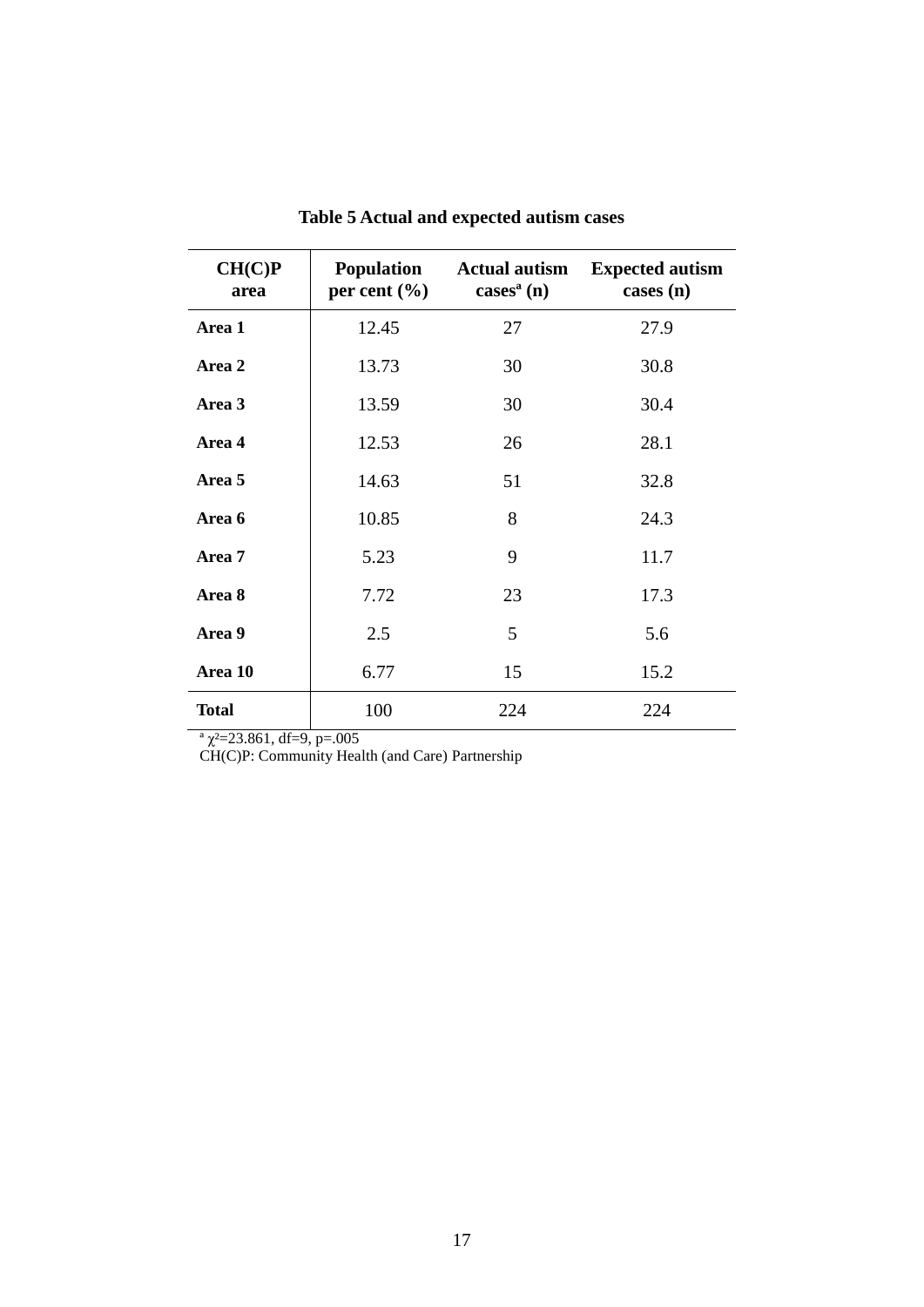**Table 5 Actual and expected autism cases**

| CH(C)P area | Population per cent (%) | Actual autism cases[a] (n) | Expected autism cases (n) |
|---|---|---|---|
| **Area 1** | 12.45 | 27 | 27.9 |
| **Area 2** | 13.73 | 30 | 30.8 |
| **Area 3** | 13.59 | 30 | 30.4 |
| **Area 4** | 12.53 | 26 | 28.1 |
| **Area 5** | 14.63 | 51 | 32.8 |
| **Area 6** | 10.85 | 8 | 24.3 |
| **Area 7** | 5.23 | 9 | 11.7 |
| **Area 8** | 7.72 | 23 | 17.3 |
| **Area 9** | 2.5 | 5 | 5.6 |
| **Area 10** | 6.77 | 15 | 15.2 |
| **Total** | 100 | 224 | 224 |

[a] $\chi^2$=23.861, df=9, p=.005

CH(C)P: Community Health (and Care) Partnership